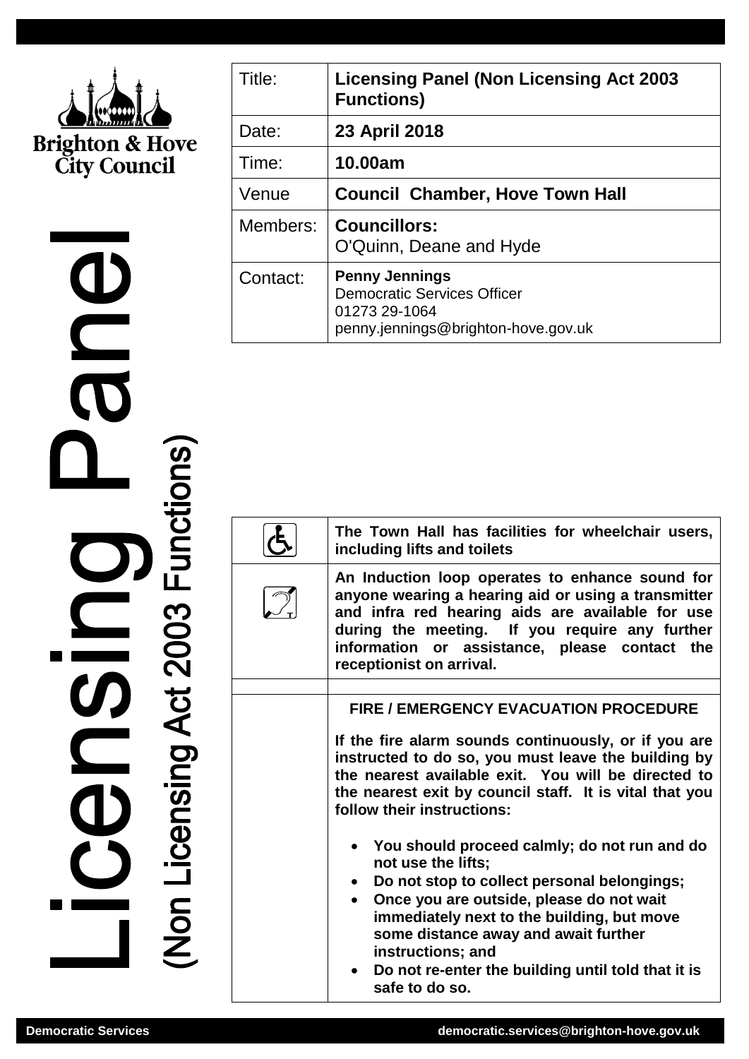Brighton & Hove City Council

# Licensing Panel

## (Non Licensing Act 2003 Functions)

| | |
|---|---|
| Title: | **Licensing Panel (Non Licensing Act 2003 Functions)** |
| Date: | **23 April 2018** |
| Time: | **10.00am** |
| Venue | **Council Chamber, Hove Town Hall** |
| Members: | **Councillors:**<br>O'Quinn, Deane and Hyde |
| Contact: | **Penny Jennings**<br>Democratic Services Officer<br>01273 29-1064<br>penny.jennings@brighton-hove.gov.uk |

| | |
|---|---|
| | **The Town Hall has facilities for wheelchair users, including lifts and toilets** |
| | **An Induction loop operates to enhance sound for anyone wearing a hearing aid or using a transmitter and infra red hearing aids are available for use during the meeting. If you require any further information or assistance, please contact the receptionist on arrival.** |
| | |
| | **FIRE / EMERGENCY EVACUATION PROCEDURE**<br><br>**If the fire alarm sounds continuously, or if you are instructed to do so, you must leave the building by the nearest available exit. You will be directed to the nearest exit by council staff. It is vital that you follow their instructions:**<br><br>• **You should proceed calmly; do not run and do not use the lifts;**<br>• **Do not stop to collect personal belongings;**<br>• **Once you are outside, please do not wait immediately next to the building, but move some distance away and await further instructions; and**<br>• **Do not re-enter the building until told that it is safe to do so.** |

**Democratic Services** democratic.services@brighton-hove.gov.uk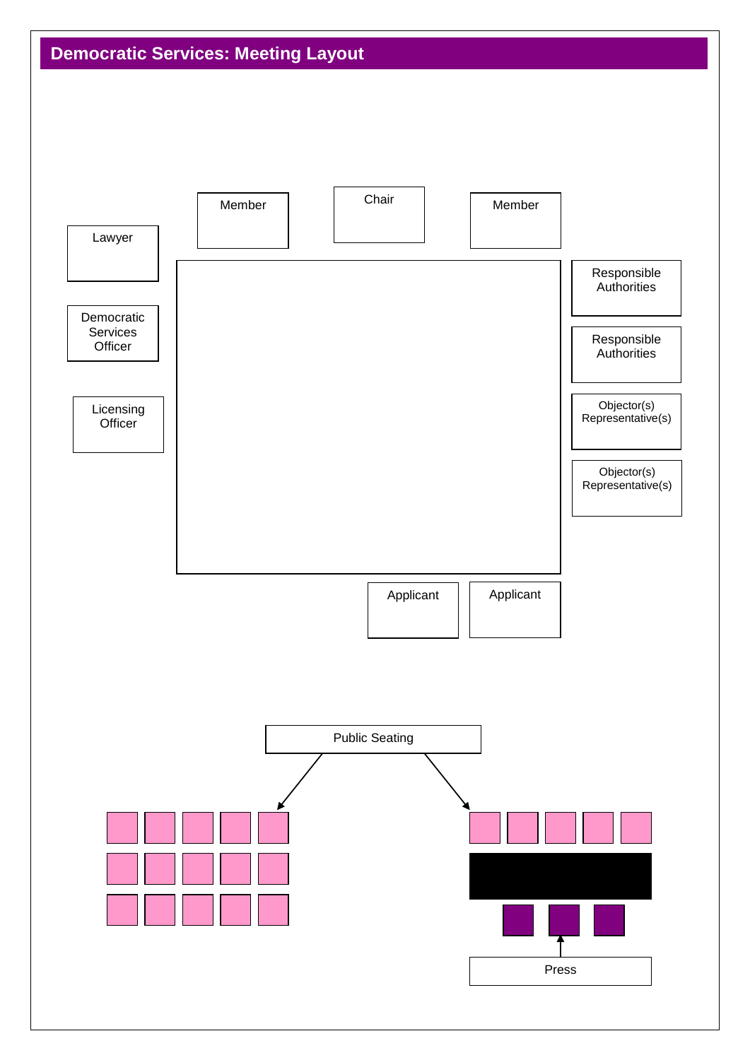# Democratic Services: Meeting Layout

Member

Chair

Member

Lawyer

Democratic Services Officer

Licensing Officer

Responsible Authorities

Responsible Authorities

Objector(s) Representative(s)

Objector(s) Representative(s)

Applicant

Applicant

Public Seating

Press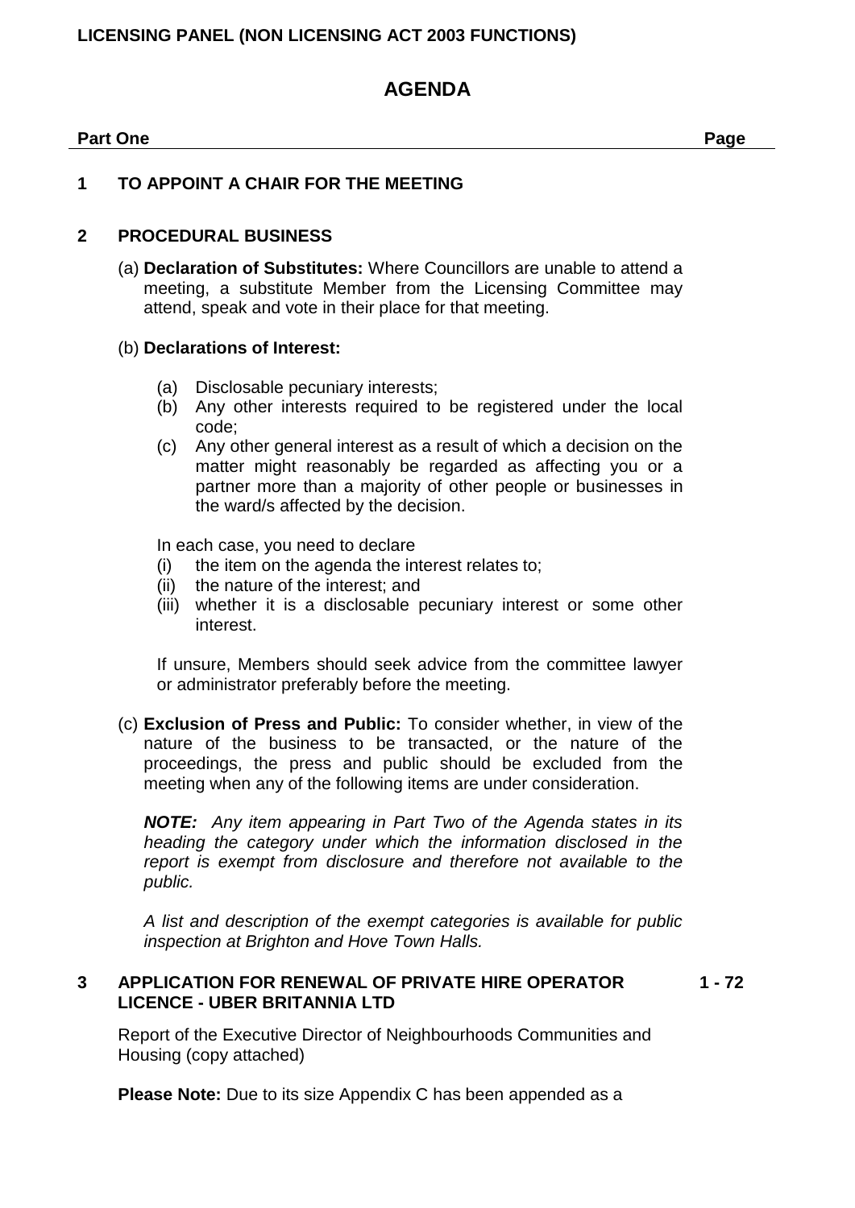**LICENSING PANEL (NON LICENSING ACT 2003 FUNCTIONS)**

# AGENDA

**Part One** **Page**

## 1 TO APPOINT A CHAIR FOR THE MEETING

## 2 PROCEDURAL BUSINESS

(a) **Declaration of Substitutes:** Where Councillors are unable to attend a meeting, a substitute Member from the Licensing Committee may attend, speak and vote in their place for that meeting.

(b) **Declarations of Interest:**

- (a) Disclosable pecuniary interests;
- (b) Any other interests required to be registered under the local code;
- (c) Any other general interest as a result of which a decision on the matter might reasonably be regarded as affecting you or a partner more than a majority of other people or businesses in the ward/s affected by the decision.

In each case, you need to declare

- (i) the item on the agenda the interest relates to;
- (ii) the nature of the interest; and
- (iii) whether it is a disclosable pecuniary interest or some other interest.

If unsure, Members should seek advice from the committee lawyer or administrator preferably before the meeting.

(c) **Exclusion of Press and Public:** To consider whether, in view of the nature of the business to be transacted, or the nature of the proceedings, the press and public should be excluded from the meeting when any of the following items are under consideration.

***NOTE:*** *Any item appearing in Part Two of the Agenda states in its heading the category under which the information disclosed in the report is exempt from disclosure and therefore not available to the public.*

*A list and description of the exempt categories is available for public inspection at Brighton and Hove Town Halls.*

## 3 APPLICATION FOR RENEWAL OF PRIVATE HIRE OPERATOR LICENCE - UBER BRITANNIA LTD **1 - 72**

Report of the Executive Director of Neighbourhoods Communities and Housing (copy attached)

**Please Note:** Due to its size Appendix C has been appended as a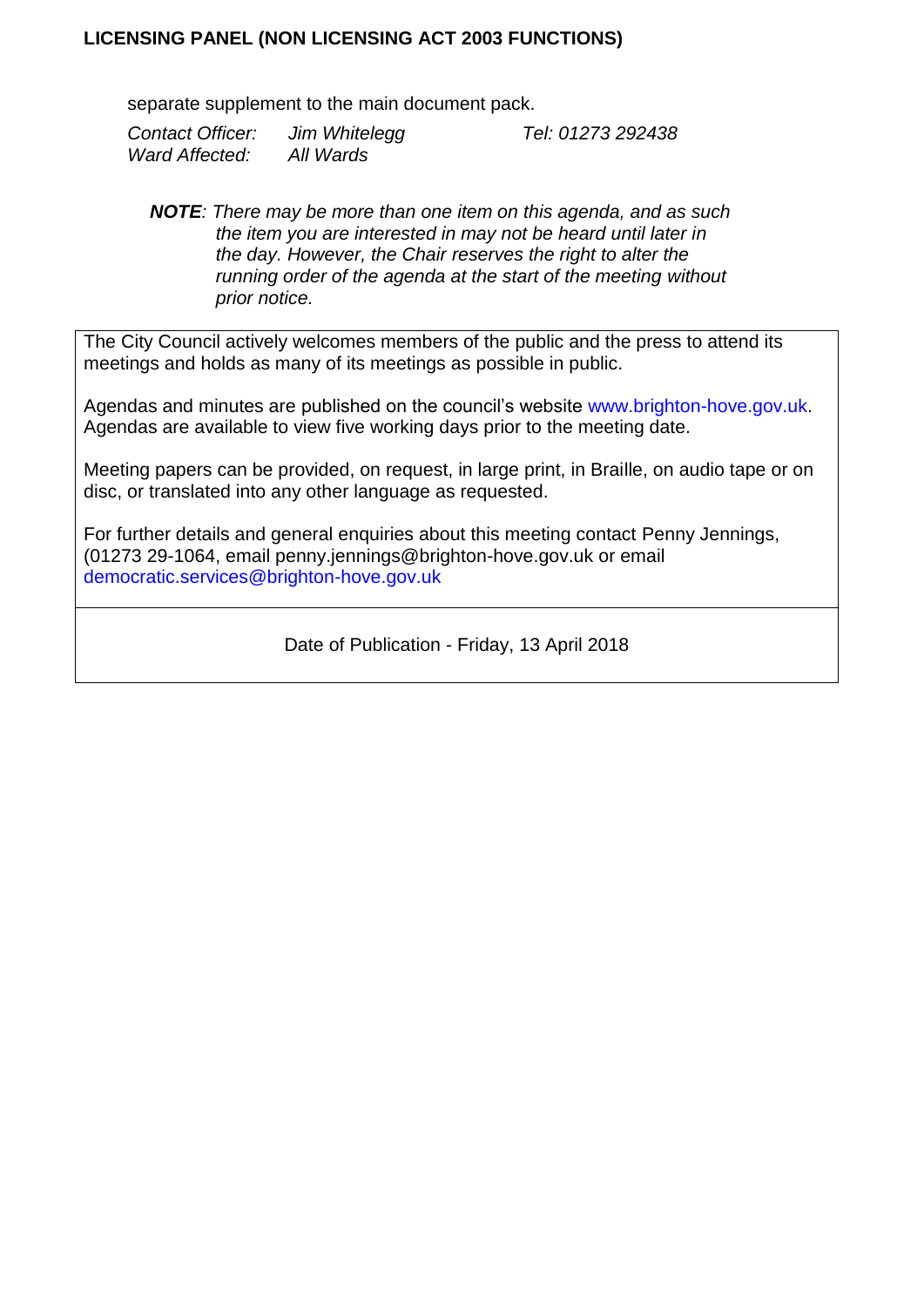separate supplement to the main document pack.

*Contact Officer:* *Jim Whitelegg* *Tel: 01273 292438*
*Ward Affected:* *All Wards*

***NOTE**: There may be more than one item on this agenda, and as such the item you are interested in may not be heard until later in the day. However, the Chair reserves the right to alter the running order of the agenda at the start of the meeting without prior notice.*

The City Council actively welcomes members of the public and the press to attend its meetings and holds as many of its meetings as possible in public.

Agendas and minutes are published on the council's website www.brighton-hove.gov.uk. Agendas are available to view five working days prior to the meeting date.

Meeting papers can be provided, on request, in large print, in Braille, on audio tape or on disc, or translated into any other language as requested.

For further details and general enquiries about this meeting contact Penny Jennings, (01273 29-1064, email penny.jennings@brighton-hove.gov.uk or email democratic.services@brighton-hove.gov.uk

Date of Publication - Friday, 13 April 2018